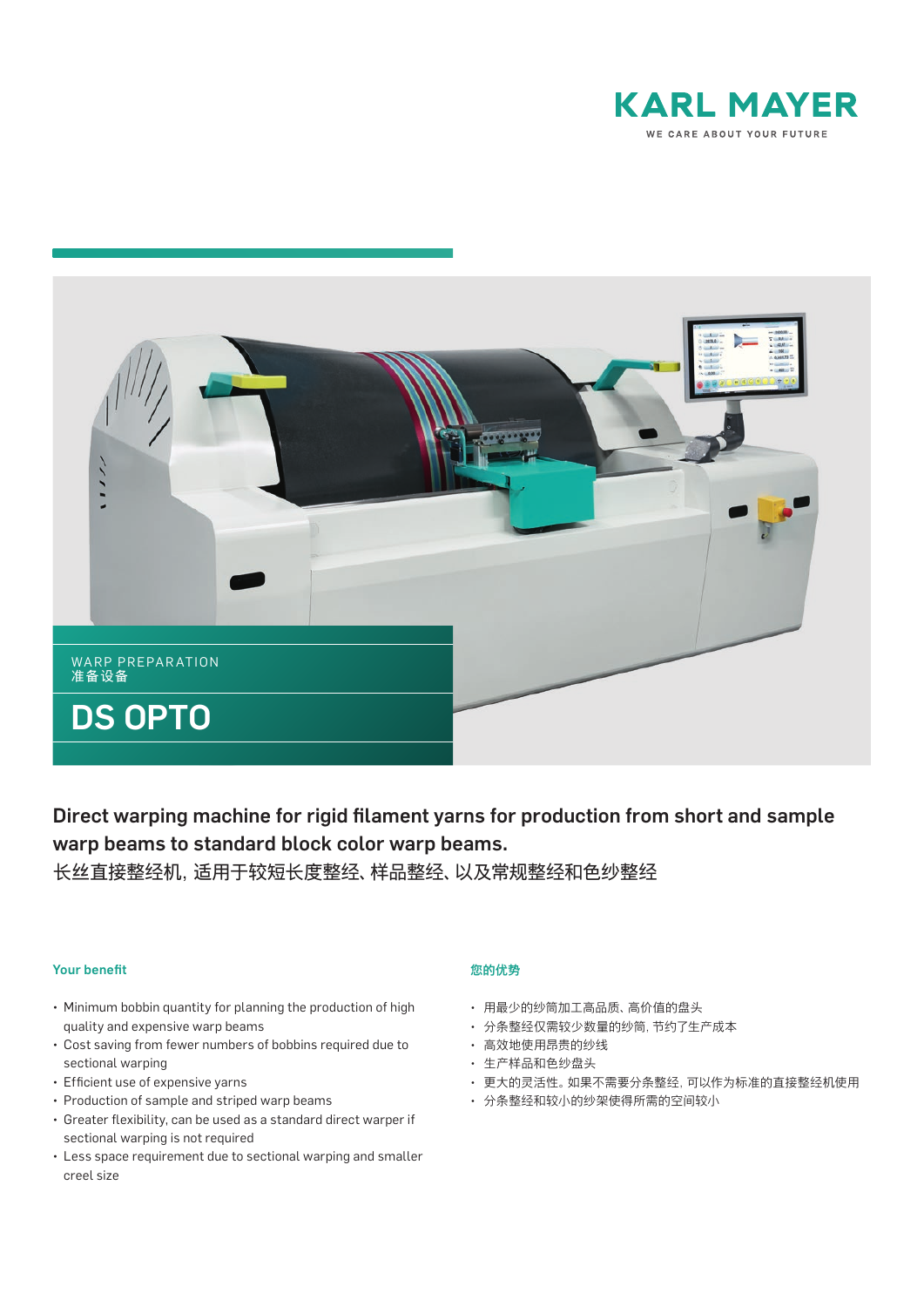KARL MAYER

WE CARE ABOUT YOUR FUTURE

WARP PREPARATION
准备设备

# DS OPTO

## Direct warping machine for rigid filament yarns for production from short and sample warp beams to standard block color warp beams.

长丝直接整经机, 适用于较短长度整经、样品整经、以及常规整经和色纱整经

### Your benefit

- Minimum bobbin quantity for planning the production of high quality and expensive warp beams
- Cost saving from fewer numbers of bobbins required due to sectional warping
- Efficient use of expensive yarns
- Production of sample and striped warp beams
- Greater flexibility, can be used as a standard direct warper if sectional warping is not required
- Less space requirement due to sectional warping and smaller creel size

### 您的优势

- 用最少的纱筒加工高品质、高价值的盘头
- 分条整经仅需较少数量的纱筒, 节约了生产成本
- 高效地使用昂贵的纱线
- 生产样品和色纱盘头
- 更大的灵活性。如果不需要分条整经, 可以作为标准的直接整经机使用
- 分条整经和较小的纱架使得所需的空间较小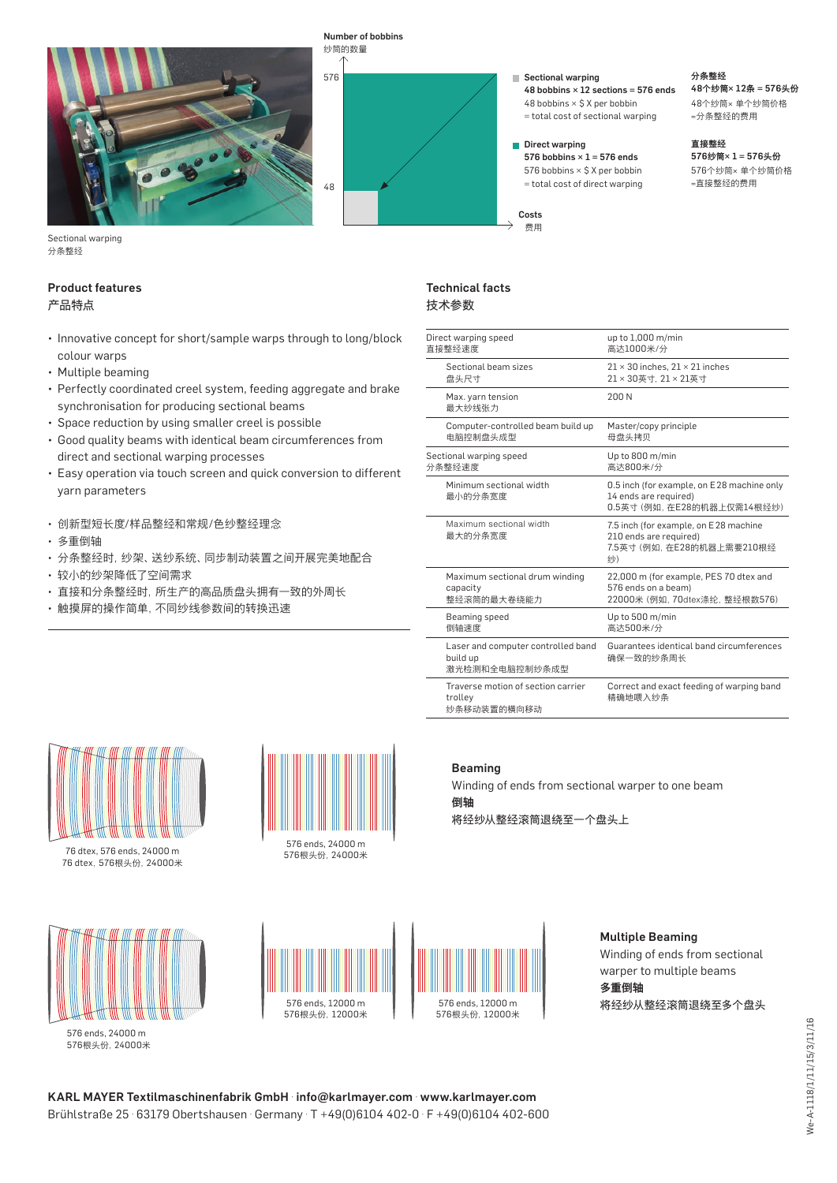Sectional warping
分条整经

Number of bobbins
纱筒的数量

576

48

Costs
费用

Sectional warping
48 bobbins × 12 sections = 576 ends
48 bobbins × $ X per bobbin
= total cost of sectional warping

分条整经
48个纱筒× 12条 = 576头份
48个纱筒× 单个纱筒价格
=分条整经的费用

Direct warping
576 bobbins × 1 = 576 ends
576 bobbins × $ X per bobbin
= total cost of direct warping

直接整经
576纱筒× 1 = 576头份
576个纱筒× 单个纱筒价格
=直接整经的费用

## Product features
## 产品特点

- Innovative concept for short/sample warps through to long/block colour warps
- Multiple beaming
- Perfectly coordinated creel system, feeding aggregate and brake synchronisation for producing sectional beams
- Space reduction by using smaller creel is possible
- Good quality beams with identical beam circumferences from direct and sectional warping processes
- Easy operation via touch screen and quick conversion to different yarn parameters

- 创新型短长度/样品整经和常规/色纱整经理念
- 多重倒轴
- 分条整经时，纱架、送纱系统、同步制动装置之间开展完美地配合
- 较小的纱架降低了空间需求
- 直接和分条整经时，所生产的高品质盘头拥有一致的外周长
- 触摸屏的操作简单，不同纱线参数间的转换迅速

## Technical facts
## 技术参数

| | |
|---|---|
| Direct warping speed<br>直接整经速度 | up to 1,000 m/min<br>高达1000米/分 |
| Sectional beam sizes<br>盘头尺寸 | 21 × 30 inches, 21 × 21 inches<br>21 × 30英寸，21 × 21英寸 |
| Max. yarn tension<br>最大纱线张力 | 200 N |
| Computer-controlled beam build up<br>电脑控制盘头成型 | Master/copy principle<br>母盘头拷贝 |
| Sectional warping speed<br>分条整经速度 | Up to 800 m/min<br>高达800米/分 |
| Minimum sectional width<br>最小的分条宽度 | 0.5 inch (for example, on E 28 machine only 14 ends are required)<br>0.5英寸（例如，在E28的机器上仅需14根经纱） |
| Maximum sectional width<br>最大的分条宽度 | 7.5 inch (for example, on E 28 machine 210 ends are required)<br>7.5英寸（例如，在E28的机器上需要210根经纱） |
| Maximum sectional drum winding capacity<br>整经滚筒的最大卷绕能力 | 22,000 m (for example, PES 70 dtex and 576 ends on a beam)<br>22000米（例如，70dtex涤纶，整经根数576） |
| Beaming speed<br>倒轴速度 | Up to 500 m/min<br>高达500米/分 |
| Laser and computer controlled band build up<br>激光检测和全电脑控制纱条成型 | Guarantees identical band circumferences<br>确保一致的纱条周长 |
| Traverse motion of section carrier trolley<br>纱条移动装置的横向移动 | Correct and exact feeding of warping band<br>精确地喂入纱条 |

76 dtex, 576 ends, 24000 m
76 dtex，576根头份，24000米

576 ends, 24000 m
576根头份，24000米

**Beaming**
Winding of ends from sectional warper to one beam
**倒轴**
将经纱从整经滚筒退绕至一个盘头上

576 ends, 24000 m
576根头份，24000米

576 ends, 12000 m
576根头份，12000米

576 ends, 12000 m
576根头份，12000米

**Multiple Beaming**
Winding of ends from sectional warper to multiple beams
**多重倒轴**
将经纱从整经滚筒退绕至多个盘头

**KARL MAYER Textilmaschinenfabrik GmbH · info@karlmayer.com · www.karlmayer.com**
Brühlstraße 25 · 63179 Obertshausen · Germany · T +49(0)6104 402-0 · F +49(0)6104 402-600

We-A-1118/1/11/15/3/11/16